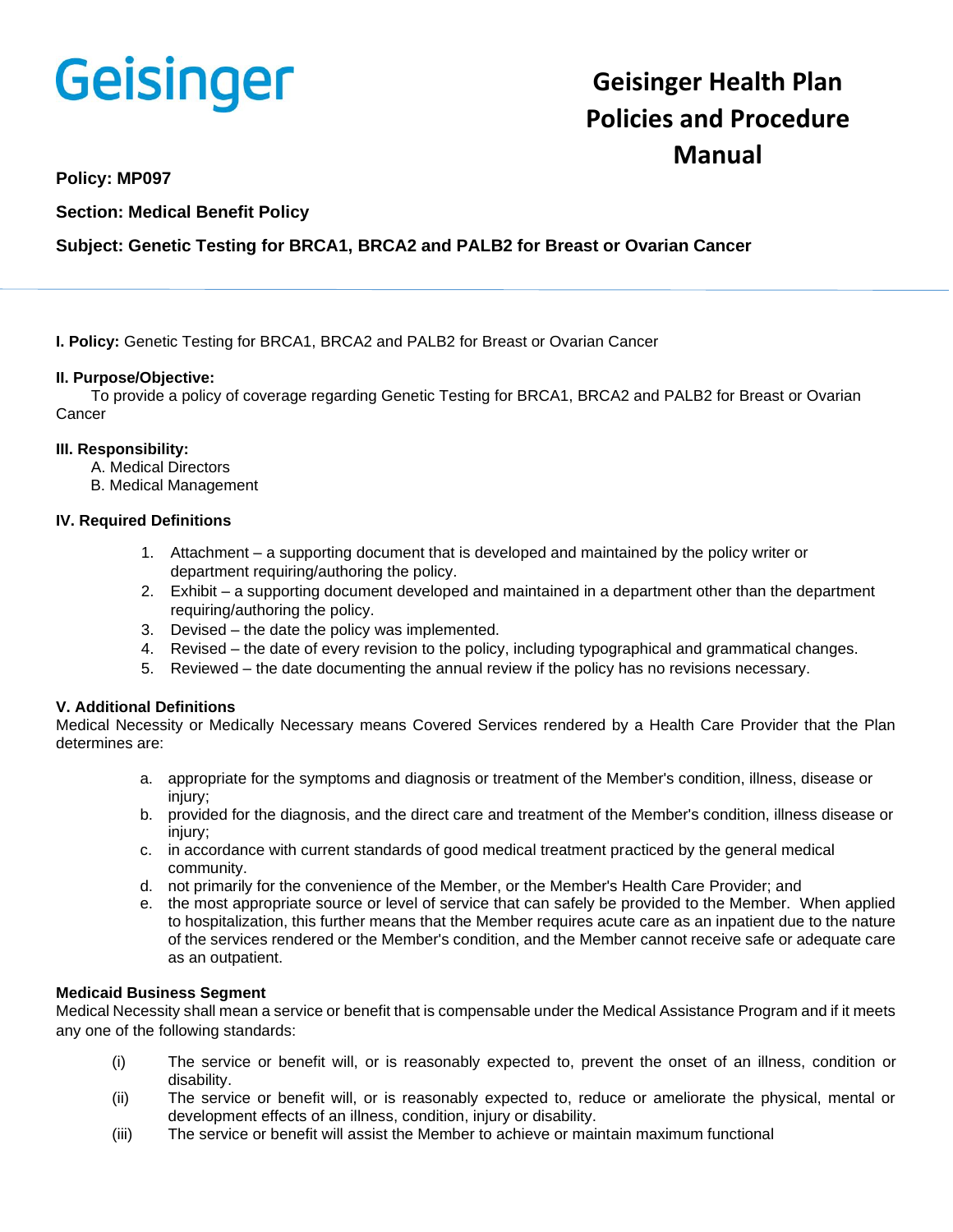Geisinger

# Geisinger Health Plan Policies and Procedure Manual

**Policy: MP097**

**Section: Medical Benefit Policy**

**Subject: Genetic Testing for BRCA1, BRCA2 and PALB2 for Breast or Ovarian Cancer**

---

**I. Policy:** Genetic Testing for BRCA1, BRCA2 and PALB2 for Breast or Ovarian Cancer

**II. Purpose/Objective:**

To provide a policy of coverage regarding Genetic Testing for BRCA1, BRCA2 and PALB2 for Breast or Ovarian Cancer

**III. Responsibility:**

A. Medical Directors
B. Medical Management

**IV. Required Definitions**

1. Attachment – a supporting document that is developed and maintained by the policy writer or department requiring/authoring the policy.
2. Exhibit – a supporting document developed and maintained in a department other than the department requiring/authoring the policy.
3. Devised – the date the policy was implemented.
4. Revised – the date of every revision to the policy, including typographical and grammatical changes.
5. Reviewed – the date documenting the annual review if the policy has no revisions necessary.

**V. Additional Definitions**

Medical Necessity or Medically Necessary means Covered Services rendered by a Health Care Provider that the Plan determines are:

a. appropriate for the symptoms and diagnosis or treatment of the Member's condition, illness, disease or injury;
b. provided for the diagnosis, and the direct care and treatment of the Member's condition, illness disease or injury;
c. in accordance with current standards of good medical treatment practiced by the general medical community.
d. not primarily for the convenience of the Member, or the Member's Health Care Provider; and
e. the most appropriate source or level of service that can safely be provided to the Member. When applied to hospitalization, this further means that the Member requires acute care as an inpatient due to the nature of the services rendered or the Member's condition, and the Member cannot receive safe or adequate care as an outpatient.

**Medicaid Business Segment**

Medical Necessity shall mean a service or benefit that is compensable under the Medical Assistance Program and if it meets any one of the following standards:

(i) The service or benefit will, or is reasonably expected to, prevent the onset of an illness, condition or disability.
(ii) The service or benefit will, or is reasonably expected to, reduce or ameliorate the physical, mental or development effects of an illness, condition, injury or disability.
(iii) The service or benefit will assist the Member to achieve or maintain maximum functional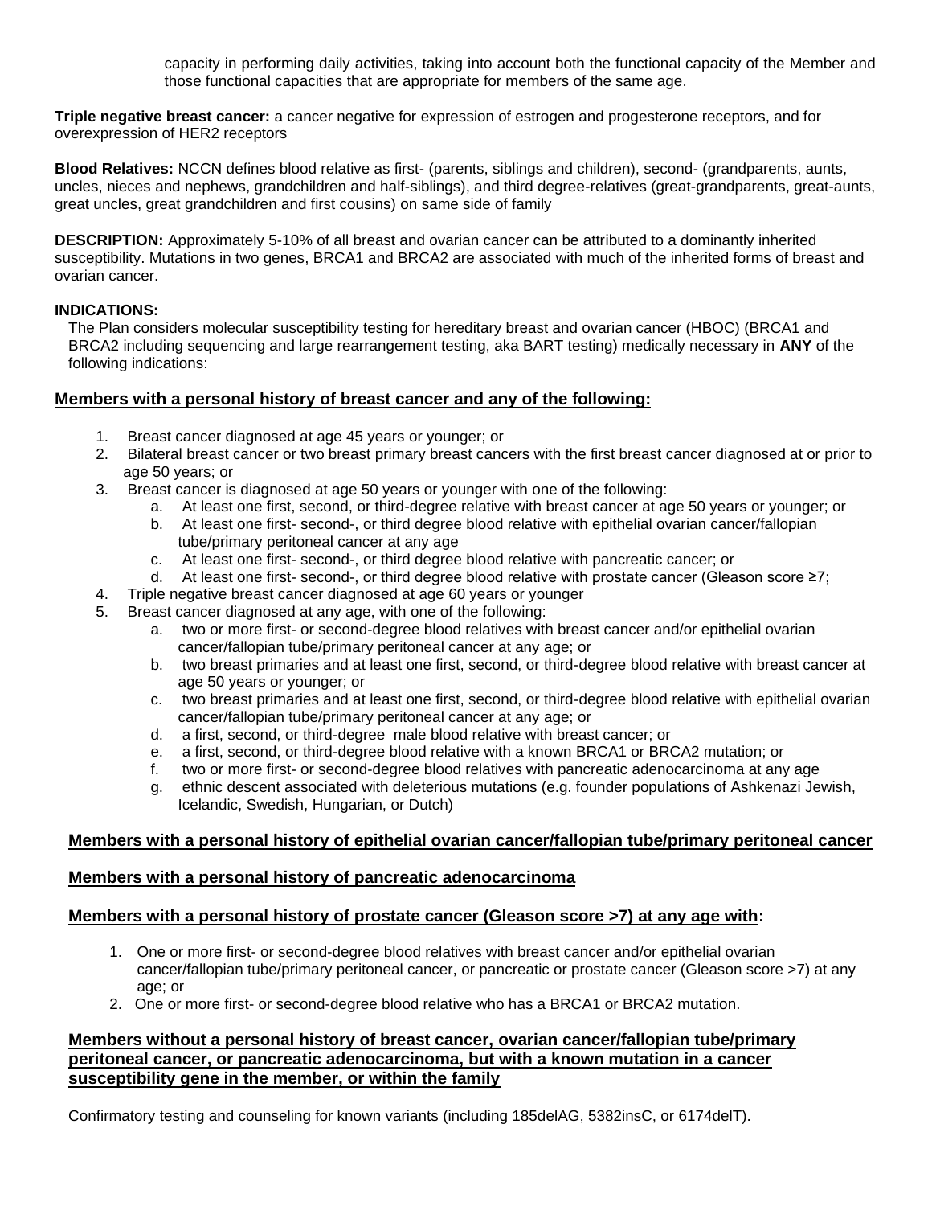capacity in performing daily activities, taking into account both the functional capacity of the Member and those functional capacities that are appropriate for members of the same age.

**Triple negative breast cancer:** a cancer negative for expression of estrogen and progesterone receptors, and for overexpression of HER2 receptors

**Blood Relatives:** NCCN defines blood relative as first- (parents, siblings and children), second- (grandparents, aunts, uncles, nieces and nephews, grandchildren and half-siblings), and third degree-relatives (great-grandparents, great-aunts, great uncles, great grandchildren and first cousins) on same side of family

**DESCRIPTION:** Approximately 5-10% of all breast and ovarian cancer can be attributed to a dominantly inherited susceptibility. Mutations in two genes, BRCA1 and BRCA2 are associated with much of the inherited forms of breast and ovarian cancer.

**INDICATIONS:**

The Plan considers molecular susceptibility testing for hereditary breast and ovarian cancer (HBOC) (BRCA1 and BRCA2 including sequencing and large rearrangement testing, aka BART testing) medically necessary in **ANY** of the following indications:

**<u>Members with a personal history of breast cancer and any of the following:</u>**

1. Breast cancer diagnosed at age 45 years or younger; or
2. Bilateral breast cancer or two breast primary breast cancers with the first breast cancer diagnosed at or prior to age 50 years; or
3. Breast cancer is diagnosed at age 50 years or younger with one of the following:
   a. At least one first, second, or third-degree relative with breast cancer at age 50 years or younger; or
   b. At least one first- second-, or third degree blood relative with epithelial ovarian cancer/fallopian tube/primary peritoneal cancer at any age
   c. At least one first- second-, or third degree blood relative with pancreatic cancer; or
   d. At least one first- second-, or third degree blood relative with prostate cancer (Gleason score ≥7;
4. Triple negative breast cancer diagnosed at age 60 years or younger
5. Breast cancer diagnosed at any age, with one of the following:
   a. two or more first- or second-degree blood relatives with breast cancer and/or epithelial ovarian cancer/fallopian tube/primary peritoneal cancer at any age; or
   b. two breast primaries and at least one first, second, or third-degree blood relative with breast cancer at age 50 years or younger; or
   c. two breast primaries and at least one first, second, or third-degree blood relative with epithelial ovarian cancer/fallopian tube/primary peritoneal cancer at any age; or
   d. a first, second, or third-degree male blood relative with breast cancer; or
   e. a first, second, or third-degree blood relative with a known BRCA1 or BRCA2 mutation; or
   f. two or more first- or second-degree blood relatives with pancreatic adenocarcinoma at any age
   g. ethnic descent associated with deleterious mutations (e.g. founder populations of Ashkenazi Jewish, Icelandic, Swedish, Hungarian, or Dutch)

**<u>Members with a personal history of epithelial ovarian cancer/fallopian tube/primary peritoneal cancer</u>**

**<u>Members with a personal history of pancreatic adenocarcinoma</u>**

**<u>Members with a personal history of prostate cancer (Gleason score >7) at any age with</u>:**

1. One or more first- or second-degree blood relatives with breast cancer and/or epithelial ovarian cancer/fallopian tube/primary peritoneal cancer, or pancreatic or prostate cancer (Gleason score >7) at any age; or
2. One or more first- or second-degree blood relative who has a BRCA1 or BRCA2 mutation.

**<u>Members without a personal history of breast cancer, ovarian cancer/fallopian tube/primary peritoneal cancer, or pancreatic adenocarcinoma, but with a known mutation in a cancer susceptibility gene in the member, or within the family</u>**

Confirmatory testing and counseling for known variants (including 185delAG, 5382insC, or 6174delT).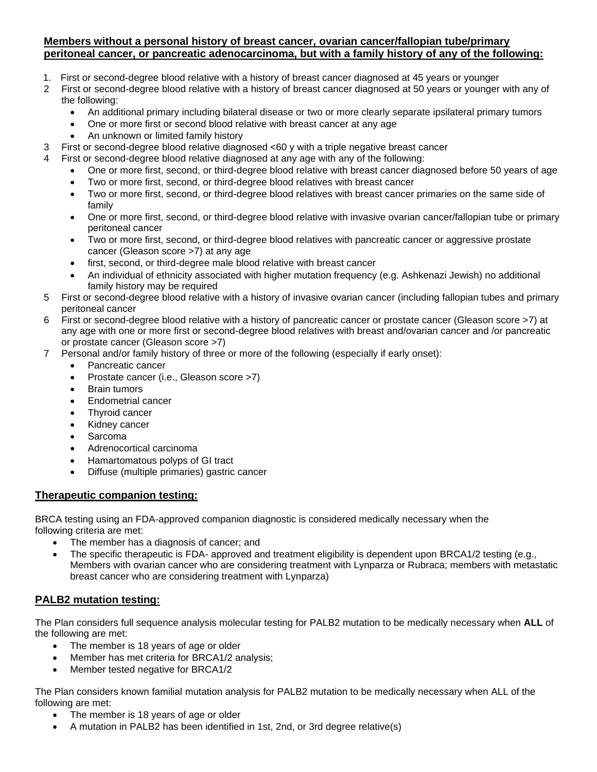**Members without a personal history of breast cancer, ovarian cancer/fallopian tube/primary peritoneal cancer, or pancreatic adenocarcinoma, but with a family history of any of the following:**

1. First or second-degree blood relative with a history of breast cancer diagnosed at 45 years or younger
2. First or second-degree blood relative with a history of breast cancer diagnosed at 50 years or younger with any of the following:
   - An additional primary including bilateral disease or two or more clearly separate ipsilateral primary tumors
   - One or more first or second blood relative with breast cancer at any age
   - An unknown or limited family history
3. First or second-degree blood relative diagnosed <60 y with a triple negative breast cancer
4. First or second-degree blood relative diagnosed at any age with any of the following:
   - One or more first, second, or third-degree blood relative with breast cancer diagnosed before 50 years of age
   - Two or more first, second, or third-degree blood relatives with breast cancer
   - Two or more first, second, or third-degree blood relatives with breast cancer primaries on the same side of family
   - One or more first, second, or third-degree blood relative with invasive ovarian cancer/fallopian tube or primary peritoneal cancer
   - Two or more first, second, or third-degree blood relatives with pancreatic cancer or aggressive prostate cancer (Gleason score >7) at any age
   - first, second, or third-degree male blood relative with breast cancer
   - An individual of ethnicity associated with higher mutation frequency (e.g. Ashkenazi Jewish) no additional family history may be required
5. First or second-degree blood relative with a history of invasive ovarian cancer (including fallopian tubes and primary peritoneal cancer
6. First or second-degree blood relative with a history of pancreatic cancer or prostate cancer (Gleason score >7) at any age with one or more first or second-degree blood relatives with breast and/ovarian cancer and /or pancreatic or prostate cancer (Gleason score >7)
7. Personal and/or family history of three or more of the following (especially if early onset):
   - Pancreatic cancer
   - Prostate cancer (i.e., Gleason score >7)
   - Brain tumors
   - Endometrial cancer
   - Thyroid cancer
   - Kidney cancer
   - Sarcoma
   - Adrenocortical carcinoma
   - Hamartomatous polyps of GI tract
   - Diffuse (multiple primaries) gastric cancer

## Therapeutic companion testing:

BRCA testing using an FDA-approved companion diagnostic is considered medically necessary when the following criteria are met:

- The member has a diagnosis of cancer; and
- The specific therapeutic is FDA- approved and treatment eligibility is dependent upon BRCA1/2 testing (e.g., Members with ovarian cancer who are considering treatment with Lynparza or Rubraca; members with metastatic breast cancer who are considering treatment with Lynparza)

## PALB2 mutation testing:

The Plan considers full sequence analysis molecular testing for PALB2 mutation to be medically necessary when **ALL** of the following are met:

- The member is 18 years of age or older
- Member has met criteria for BRCA1/2 analysis;
- Member tested negative for BRCA1/2

The Plan considers known familial mutation analysis for PALB2 mutation to be medically necessary when ALL of the following are met:

- The member is 18 years of age or older
- A mutation in PALB2 has been identified in 1st, 2nd, or 3rd degree relative(s)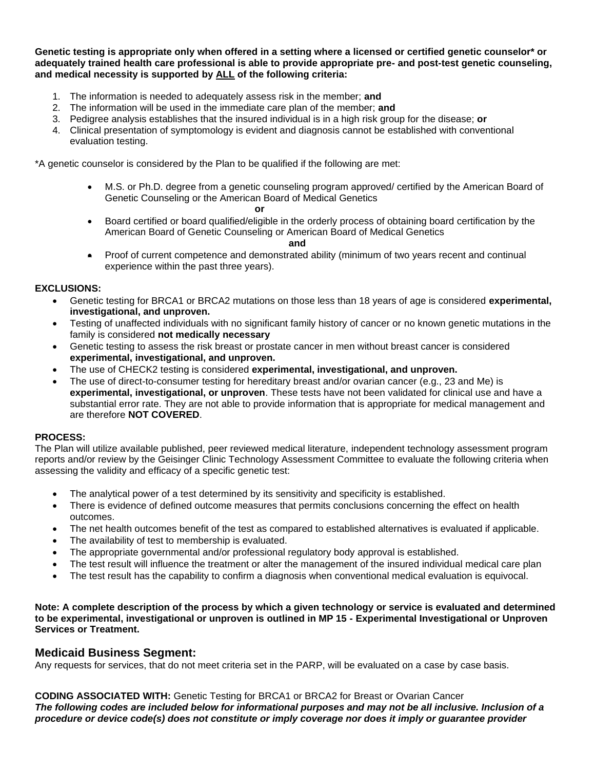**Genetic testing is appropriate only when offered in a setting where a licensed or certified genetic counselor* or adequately trained health care professional is able to provide appropriate pre- and post-test genetic counseling, and medical necessity is supported by ALL of the following criteria:**

1. The information is needed to adequately assess risk in the member; **and**
2. The information will be used in the immediate care plan of the member; **and**
3. Pedigree analysis establishes that the insured individual is in a high risk group for the disease; **or**
4. Clinical presentation of symptomology is evident and diagnosis cannot be established with conventional evaluation testing.

*A genetic counselor is considered by the Plan to be qualified if the following are met:

- M.S. or Ph.D. degree from a genetic counseling program approved/ certified by the American Board of Genetic Counseling or the American Board of Medical Genetics

  **or**

- Board certified or board qualified/eligible in the orderly process of obtaining board certification by the American Board of Genetic Counseling or American Board of Medical Genetics

  **and**

- Proof of current competence and demonstrated ability (minimum of two years recent and continual experience within the past three years).

**EXCLUSIONS:**

- Genetic testing for BRCA1 or BRCA2 mutations on those less than 18 years of age is considered **experimental, investigational, and unproven.**
- Testing of unaffected individuals with no significant family history of cancer or no known genetic mutations in the family is considered **not medically necessary**
- Genetic testing to assess the risk breast or prostate cancer in men without breast cancer is considered **experimental, investigational, and unproven.**
- The use of CHECK2 testing is considered **experimental, investigational, and unproven.**
- The use of direct-to-consumer testing for hereditary breast and/or ovarian cancer (e.g., 23 and Me) is **experimental, investigational, or unproven**. These tests have not been validated for clinical use and have a substantial error rate. They are not able to provide information that is appropriate for medical management and are therefore **NOT COVERED**.

**PROCESS:**
The Plan will utilize available published, peer reviewed medical literature, independent technology assessment program reports and/or review by the Geisinger Clinic Technology Assessment Committee to evaluate the following criteria when assessing the validity and efficacy of a specific genetic test:

- The analytical power of a test determined by its sensitivity and specificity is established.
- There is evidence of defined outcome measures that permits conclusions concerning the effect on health outcomes.
- The net health outcomes benefit of the test as compared to established alternatives is evaluated if applicable.
- The availability of test to membership is evaluated.
- The appropriate governmental and/or professional regulatory body approval is established.
- The test result will influence the treatment or alter the management of the insured individual medical care plan
- The test result has the capability to confirm a diagnosis when conventional medical evaluation is equivocal.

**Note: A complete description of the process by which a given technology or service is evaluated and determined to be experimental, investigational or unproven is outlined in MP 15 - Experimental Investigational or Unproven Services or Treatment.**

## Medicaid Business Segment:

Any requests for services, that do not meet criteria set in the PARP, will be evaluated on a case by case basis.

**CODING ASSOCIATED WITH:** Genetic Testing for BRCA1 or BRCA2 for Breast or Ovarian Cancer
***The following codes are included below for informational purposes and may not be all inclusive. Inclusion of a procedure or device code(s) does not constitute or imply coverage nor does it imply or guarantee provider***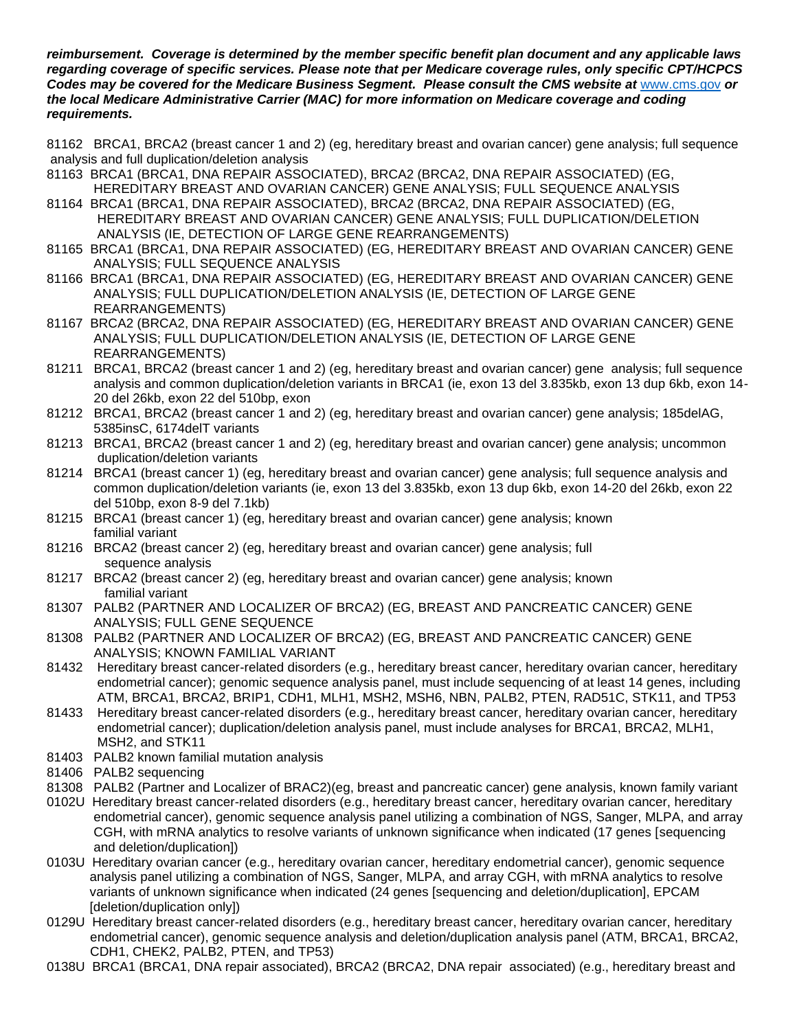***reimbursement. Coverage is determined by the member specific benefit plan document and any applicable laws regarding coverage of specific services. Please note that per Medicare coverage rules, only specific CPT/HCPCS Codes may be covered for the Medicare Business Segment. Please consult the CMS website at*** [www.cms.gov](http://www.cms.gov) ***or the local Medicare Administrative Carrier (MAC) for more information on Medicare coverage and coding requirements.***

81162 BRCA1, BRCA2 (breast cancer 1 and 2) (eg, hereditary breast and ovarian cancer) gene analysis; full sequence analysis and full duplication/deletion analysis

81163 BRCA1 (BRCA1, DNA REPAIR ASSOCIATED), BRCA2 (BRCA2, DNA REPAIR ASSOCIATED) (EG, HEREDITARY BREAST AND OVARIAN CANCER) GENE ANALYSIS; FULL SEQUENCE ANALYSIS

81164 BRCA1 (BRCA1, DNA REPAIR ASSOCIATED), BRCA2 (BRCA2, DNA REPAIR ASSOCIATED) (EG, HEREDITARY BREAST AND OVARIAN CANCER) GENE ANALYSIS; FULL DUPLICATION/DELETION ANALYSIS (IE, DETECTION OF LARGE GENE REARRANGEMENTS)

81165 BRCA1 (BRCA1, DNA REPAIR ASSOCIATED) (EG, HEREDITARY BREAST AND OVARIAN CANCER) GENE ANALYSIS; FULL SEQUENCE ANALYSIS

81166 BRCA1 (BRCA1, DNA REPAIR ASSOCIATED) (EG, HEREDITARY BREAST AND OVARIAN CANCER) GENE ANALYSIS; FULL DUPLICATION/DELETION ANALYSIS (IE, DETECTION OF LARGE GENE REARRANGEMENTS)

81167 BRCA2 (BRCA2, DNA REPAIR ASSOCIATED) (EG, HEREDITARY BREAST AND OVARIAN CANCER) GENE ANALYSIS; FULL DUPLICATION/DELETION ANALYSIS (IE, DETECTION OF LARGE GENE REARRANGEMENTS)

81211 BRCA1, BRCA2 (breast cancer 1 and 2) (eg, hereditary breast and ovarian cancer) gene analysis; full sequence analysis and common duplication/deletion variants in BRCA1 (ie, exon 13 del 3.835kb, exon 13 dup 6kb, exon 14-20 del 26kb, exon 22 del 510bp, exon

81212 BRCA1, BRCA2 (breast cancer 1 and 2) (eg, hereditary breast and ovarian cancer) gene analysis; 185delAG, 5385insC, 6174delT variants

81213 BRCA1, BRCA2 (breast cancer 1 and 2) (eg, hereditary breast and ovarian cancer) gene analysis; uncommon duplication/deletion variants

81214 BRCA1 (breast cancer 1) (eg, hereditary breast and ovarian cancer) gene analysis; full sequence analysis and common duplication/deletion variants (ie, exon 13 del 3.835kb, exon 13 dup 6kb, exon 14-20 del 26kb, exon 22 del 510bp, exon 8-9 del 7.1kb)

81215 BRCA1 (breast cancer 1) (eg, hereditary breast and ovarian cancer) gene analysis; known familial variant

81216 BRCA2 (breast cancer 2) (eg, hereditary breast and ovarian cancer) gene analysis; full sequence analysis

81217 BRCA2 (breast cancer 2) (eg, hereditary breast and ovarian cancer) gene analysis; known familial variant

81307 PALB2 (PARTNER AND LOCALIZER OF BRCA2) (EG, BREAST AND PANCREATIC CANCER) GENE ANALYSIS; FULL GENE SEQUENCE

81308 PALB2 (PARTNER AND LOCALIZER OF BRCA2) (EG, BREAST AND PANCREATIC CANCER) GENE ANALYSIS; KNOWN FAMILIAL VARIANT

81432 Hereditary breast cancer-related disorders (e.g., hereditary breast cancer, hereditary ovarian cancer, hereditary endometrial cancer); genomic sequence analysis panel, must include sequencing of at least 14 genes, including ATM, BRCA1, BRCA2, BRIP1, CDH1, MLH1, MSH2, MSH6, NBN, PALB2, PTEN, RAD51C, STK11, and TP53

81433 Hereditary breast cancer-related disorders (e.g., hereditary breast cancer, hereditary ovarian cancer, hereditary endometrial cancer); duplication/deletion analysis panel, must include analyses for BRCA1, BRCA2, MLH1, MSH2, and STK11

81403 PALB2 known familial mutation analysis

81406 PALB2 sequencing

81308 PALB2 (Partner and Localizer of BRAC2)(eg, breast and pancreatic cancer) gene analysis, known family variant

0102U Hereditary breast cancer-related disorders (e.g., hereditary breast cancer, hereditary ovarian cancer, hereditary endometrial cancer), genomic sequence analysis panel utilizing a combination of NGS, Sanger, MLPA, and array CGH, with mRNA analytics to resolve variants of unknown significance when indicated (17 genes [sequencing and deletion/duplication])

0103U Hereditary ovarian cancer (e.g., hereditary ovarian cancer, hereditary endometrial cancer), genomic sequence analysis panel utilizing a combination of NGS, Sanger, MLPA, and array CGH, with mRNA analytics to resolve variants of unknown significance when indicated (24 genes [sequencing and deletion/duplication], EPCAM [deletion/duplication only])

0129U Hereditary breast cancer-related disorders (e.g., hereditary breast cancer, hereditary ovarian cancer, hereditary endometrial cancer), genomic sequence analysis and deletion/duplication analysis panel (ATM, BRCA1, BRCA2, CDH1, CHEK2, PALB2, PTEN, and TP53)

0138U BRCA1 (BRCA1, DNA repair associated), BRCA2 (BRCA2, DNA repair associated) (e.g., hereditary breast and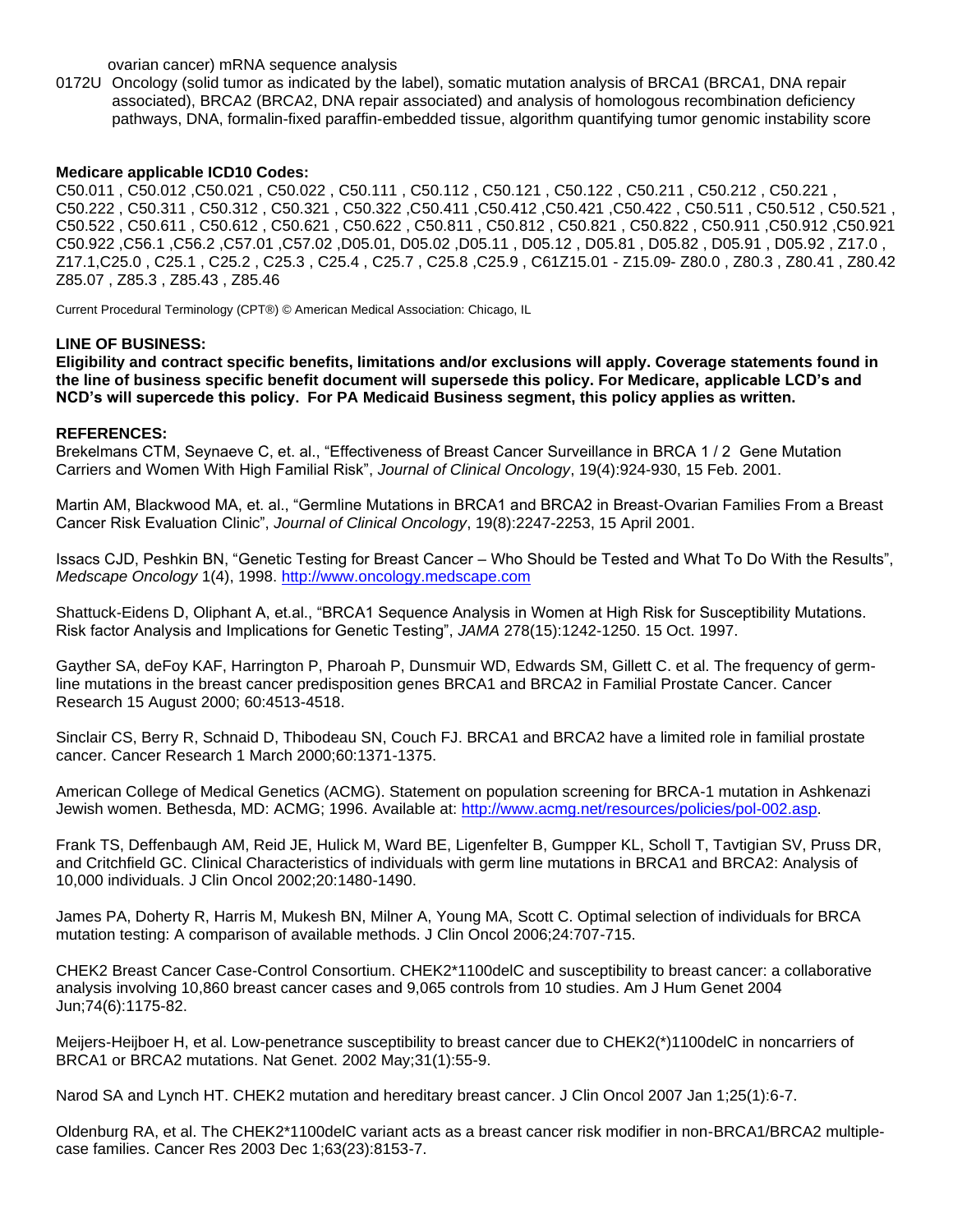ovarian cancer) mRNA sequence analysis

0172U Oncology (solid tumor as indicated by the label), somatic mutation analysis of BRCA1 (BRCA1, DNA repair associated), BRCA2 (BRCA2, DNA repair associated) and analysis of homologous recombination deficiency pathways, DNA, formalin-fixed paraffin-embedded tissue, algorithm quantifying tumor genomic instability score

**Medicare applicable ICD10 Codes:**

C50.011 , C50.012 ,C50.021 , C50.022 , C50.111 , C50.112 , C50.121 , C50.122 , C50.211 , C50.212 , C50.221 , C50.222 , C50.311 , C50.312 , C50.321 , C50.322 ,C50.411 ,C50.412 ,C50.421 ,C50.422 , C50.511 , C50.512 , C50.521 , C50.522 , C50.611 , C50.612 , C50.621 , C50.622 , C50.811 , C50.812 , C50.821 , C50.822 , C50.911 ,C50.912 ,C50.921 C50.922 ,C56.1 ,C56.2 ,C57.01 ,C57.02 ,D05.01, D05.02 ,D05.11 , D05.12 , D05.81 , D05.82 , D05.91 , D05.92 , Z17.0 , Z17.1,C25.0 , C25.1 , C25.2 , C25.3 , C25.4 , C25.7 , C25.8 ,C25.9 , C61Z15.01 - Z15.09- Z80.0 , Z80.3 , Z80.41 , Z80.42 Z85.07 , Z85.3 , Z85.43 , Z85.46

Current Procedural Terminology (CPT®) © American Medical Association: Chicago, IL

**LINE OF BUSINESS:**

**Eligibility and contract specific benefits, limitations and/or exclusions will apply. Coverage statements found in the line of business specific benefit document will supersede this policy. For Medicare, applicable LCD's and NCD's will supercede this policy. For PA Medicaid Business segment, this policy applies as written.**

**REFERENCES:**

Brekelmans CTM, Seynaeve C, et. al., "Effectiveness of Breast Cancer Surveillance in BRCA 1 / 2 Gene Mutation Carriers and Women With High Familial Risk", *Journal of Clinical Oncology*, 19(4):924-930, 15 Feb. 2001.

Martin AM, Blackwood MA, et. al., "Germline Mutations in BRCA1 and BRCA2 in Breast-Ovarian Families From a Breast Cancer Risk Evaluation Clinic", *Journal of Clinical Oncology*, 19(8):2247-2253, 15 April 2001.

Issacs CJD, Peshkin BN, "Genetic Testing for Breast Cancer – Who Should be Tested and What To Do With the Results", *Medscape Oncology* 1(4), 1998. http://www.oncology.medscape.com

Shattuck-Eidens D, Oliphant A, et.al., "BRCA1 Sequence Analysis in Women at High Risk for Susceptibility Mutations. Risk factor Analysis and Implications for Genetic Testing", *JAMA* 278(15):1242-1250. 15 Oct. 1997.

Gayther SA, deFoy KAF, Harrington P, Pharoah P, Dunsmuir WD, Edwards SM, Gillett C. et al. The frequency of germ-line mutations in the breast cancer predisposition genes BRCA1 and BRCA2 in Familial Prostate Cancer. Cancer Research 15 August 2000; 60:4513-4518.

Sinclair CS, Berry R, Schnaid D, Thibodeau SN, Couch FJ. BRCA1 and BRCA2 have a limited role in familial prostate cancer. Cancer Research 1 March 2000;60:1371-1375.

American College of Medical Genetics (ACMG). Statement on population screening for BRCA-1 mutation in Ashkenazi Jewish women. Bethesda, MD: ACMG; 1996. Available at: http://www.acmg.net/resources/policies/pol-002.asp.

Frank TS, Deffenbaugh AM, Reid JE, Hulick M, Ward BE, Ligenfelter B, Gumpper KL, Scholl T, Tavtigian SV, Pruss DR, and Critchfield GC. Clinical Characteristics of individuals with germ line mutations in BRCA1 and BRCA2: Analysis of 10,000 individuals. J Clin Oncol 2002;20:1480-1490.

James PA, Doherty R, Harris M, Mukesh BN, Milner A, Young MA, Scott C. Optimal selection of individuals for BRCA mutation testing: A comparison of available methods. J Clin Oncol 2006;24:707-715.

CHEK2 Breast Cancer Case-Control Consortium. CHEK2*1100delC and susceptibility to breast cancer: a collaborative analysis involving 10,860 breast cancer cases and 9,065 controls from 10 studies. Am J Hum Genet 2004 Jun;74(6):1175-82.

Meijers-Heijboer H, et al. Low-penetrance susceptibility to breast cancer due to CHEK2(*)1100delC in noncarriers of BRCA1 or BRCA2 mutations. Nat Genet. 2002 May;31(1):55-9.

Narod SA and Lynch HT. CHEK2 mutation and hereditary breast cancer. J Clin Oncol 2007 Jan 1;25(1):6-7.

Oldenburg RA, et al. The CHEK2*1100delC variant acts as a breast cancer risk modifier in non-BRCA1/BRCA2 multiple-case families. Cancer Res 2003 Dec 1;63(23):8153-7.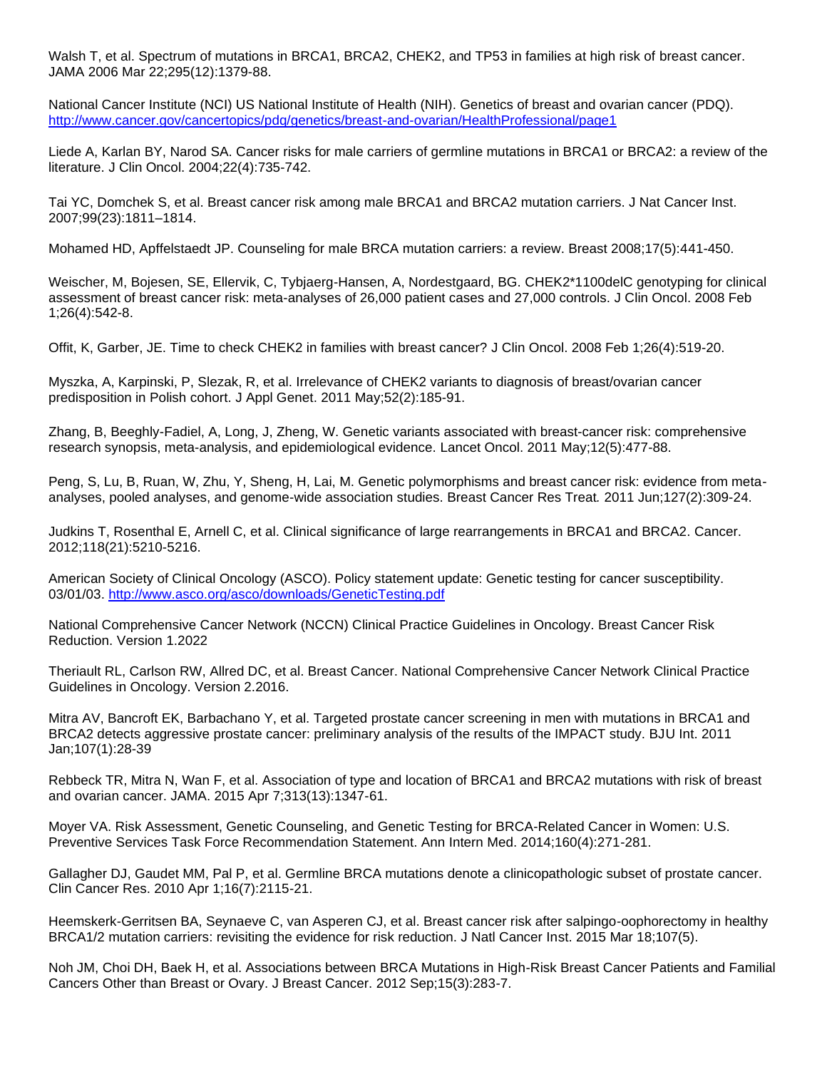Walsh T, et al. Spectrum of mutations in BRCA1, BRCA2, CHEK2, and TP53 in families at high risk of breast cancer. JAMA 2006 Mar 22;295(12):1379-88.

National Cancer Institute (NCI) US National Institute of Health (NIH). Genetics of breast and ovarian cancer (PDQ). http://www.cancer.gov/cancertopics/pdq/genetics/breast-and-ovarian/HealthProfessional/page1

Liede A, Karlan BY, Narod SA. Cancer risks for male carriers of germline mutations in BRCA1 or BRCA2: a review of the literature. J Clin Oncol. 2004;22(4):735-742.

Tai YC, Domchek S, et al. Breast cancer risk among male BRCA1 and BRCA2 mutation carriers. J Nat Cancer Inst. 2007;99(23):1811–1814.

Mohamed HD, Apffelstaedt JP. Counseling for male BRCA mutation carriers: a review. Breast 2008;17(5):441-450.

Weischer, M, Bojesen, SE, Ellervik, C, Tybjaerg-Hansen, A, Nordestgaard, BG. CHEK2*1100delC genotyping for clinical assessment of breast cancer risk: meta-analyses of 26,000 patient cases and 27,000 controls. J Clin Oncol. 2008 Feb 1;26(4):542-8.

Offit, K, Garber, JE. Time to check CHEK2 in families with breast cancer? J Clin Oncol. 2008 Feb 1;26(4):519-20.

Myszka, A, Karpinski, P, Slezak, R, et al. Irrelevance of CHEK2 variants to diagnosis of breast/ovarian cancer predisposition in Polish cohort. J Appl Genet. 2011 May;52(2):185-91.

Zhang, B, Beeghly-Fadiel, A, Long, J, Zheng, W. Genetic variants associated with breast-cancer risk: comprehensive research synopsis, meta-analysis, and epidemiological evidence. Lancet Oncol. 2011 May;12(5):477-88.

Peng, S, Lu, B, Ruan, W, Zhu, Y, Sheng, H, Lai, M. Genetic polymorphisms and breast cancer risk: evidence from meta-analyses, pooled analyses, and genome-wide association studies. Breast Cancer Res Treat. 2011 Jun;127(2):309-24.

Judkins T, Rosenthal E, Arnell C, et al. Clinical significance of large rearrangements in BRCA1 and BRCA2. Cancer. 2012;118(21):5210-5216.

American Society of Clinical Oncology (ASCO). Policy statement update: Genetic testing for cancer susceptibility. 03/01/03. http://www.asco.org/asco/downloads/GeneticTesting.pdf

National Comprehensive Cancer Network (NCCN) Clinical Practice Guidelines in Oncology. Breast Cancer Risk Reduction. Version 1.2022

Theriault RL, Carlson RW, Allred DC, et al. Breast Cancer. National Comprehensive Cancer Network Clinical Practice Guidelines in Oncology. Version 2.2016.

Mitra AV, Bancroft EK, Barbachano Y, et al. Targeted prostate cancer screening in men with mutations in BRCA1 and BRCA2 detects aggressive prostate cancer: preliminary analysis of the results of the IMPACT study. BJU Int. 2011 Jan;107(1):28-39

Rebbeck TR, Mitra N, Wan F, et al. Association of type and location of BRCA1 and BRCA2 mutations with risk of breast and ovarian cancer. JAMA. 2015 Apr 7;313(13):1347-61.

Moyer VA. Risk Assessment, Genetic Counseling, and Genetic Testing for BRCA-Related Cancer in Women: U.S. Preventive Services Task Force Recommendation Statement. Ann Intern Med. 2014;160(4):271-281.

Gallagher DJ, Gaudet MM, Pal P, et al. Germline BRCA mutations denote a clinicopathologic subset of prostate cancer. Clin Cancer Res. 2010 Apr 1;16(7):2115-21.

Heemskerk-Gerritsen BA, Seynaeve C, van Asperen CJ, et al. Breast cancer risk after salpingo-oophorectomy in healthy BRCA1/2 mutation carriers: revisiting the evidence for risk reduction. J Natl Cancer Inst. 2015 Mar 18;107(5).

Noh JM, Choi DH, Baek H, et al. Associations between BRCA Mutations in High-Risk Breast Cancer Patients and Familial Cancers Other than Breast or Ovary. J Breast Cancer. 2012 Sep;15(3):283-7.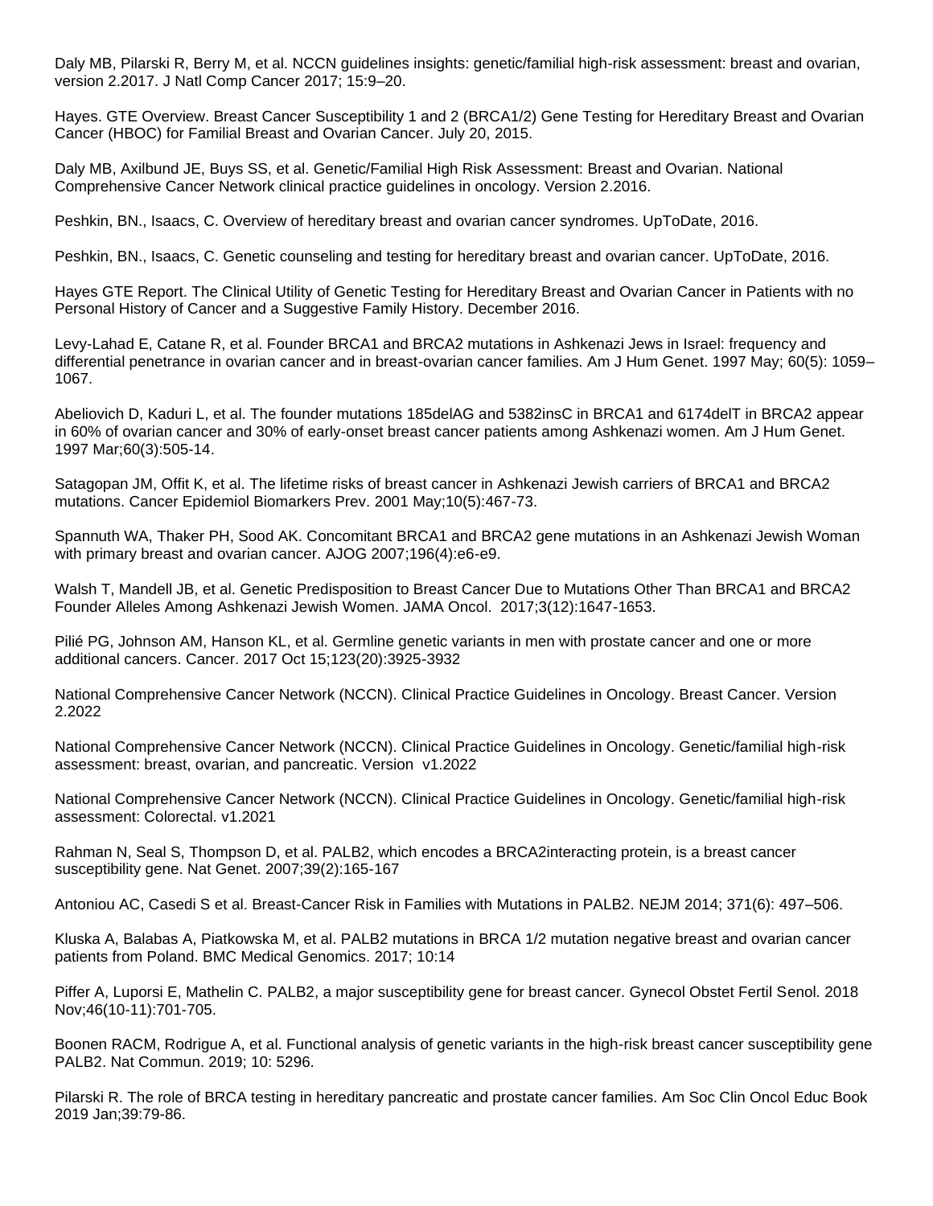Daly MB, Pilarski R, Berry M, et al. NCCN guidelines insights: genetic/familial high-risk assessment: breast and ovarian, version 2.2017. J Natl Comp Cancer 2017; 15:9–20.

Hayes. GTE Overview. Breast Cancer Susceptibility 1 and 2 (BRCA1/2) Gene Testing for Hereditary Breast and Ovarian Cancer (HBOC) for Familial Breast and Ovarian Cancer. July 20, 2015.

Daly MB, Axilbund JE, Buys SS, et al. Genetic/Familial High Risk Assessment: Breast and Ovarian. National Comprehensive Cancer Network clinical practice guidelines in oncology. Version 2.2016.

Peshkin, BN., Isaacs, C. Overview of hereditary breast and ovarian cancer syndromes. UpToDate, 2016.

Peshkin, BN., Isaacs, C. Genetic counseling and testing for hereditary breast and ovarian cancer. UpToDate, 2016.

Hayes GTE Report. The Clinical Utility of Genetic Testing for Hereditary Breast and Ovarian Cancer in Patients with no Personal History of Cancer and a Suggestive Family History. December 2016.

Levy-Lahad E, Catane R, et al. Founder BRCA1 and BRCA2 mutations in Ashkenazi Jews in Israel: frequency and differential penetrance in ovarian cancer and in breast-ovarian cancer families. Am J Hum Genet. 1997 May; 60(5): 1059–1067.

Abeliovich D, Kaduri L, et al. The founder mutations 185delAG and 5382insC in BRCA1 and 6174delT in BRCA2 appear in 60% of ovarian cancer and 30% of early-onset breast cancer patients among Ashkenazi women. Am J Hum Genet. 1997 Mar;60(3):505-14.

Satagopan JM, Offit K, et al. The lifetime risks of breast cancer in Ashkenazi Jewish carriers of BRCA1 and BRCA2 mutations. Cancer Epidemiol Biomarkers Prev. 2001 May;10(5):467-73.

Spannuth WA, Thaker PH, Sood AK. Concomitant BRCA1 and BRCA2 gene mutations in an Ashkenazi Jewish Woman with primary breast and ovarian cancer. AJOG 2007;196(4):e6-e9.

Walsh T, Mandell JB, et al. Genetic Predisposition to Breast Cancer Due to Mutations Other Than BRCA1 and BRCA2 Founder Alleles Among Ashkenazi Jewish Women. JAMA Oncol. 2017;3(12):1647-1653.

Pilié PG, Johnson AM, Hanson KL, et al. Germline genetic variants in men with prostate cancer and one or more additional cancers. Cancer. 2017 Oct 15;123(20):3925-3932

National Comprehensive Cancer Network (NCCN). Clinical Practice Guidelines in Oncology. Breast Cancer. Version 2.2022

National Comprehensive Cancer Network (NCCN). Clinical Practice Guidelines in Oncology. Genetic/familial high-risk assessment: breast, ovarian, and pancreatic. Version v1.2022

National Comprehensive Cancer Network (NCCN). Clinical Practice Guidelines in Oncology. Genetic/familial high-risk assessment: Colorectal. v1.2021

Rahman N, Seal S, Thompson D, et al. PALB2, which encodes a BRCA2interacting protein, is a breast cancer susceptibility gene. Nat Genet. 2007;39(2):165-167

Antoniou AC, Casedi S et al. Breast-Cancer Risk in Families with Mutations in PALB2. NEJM 2014; 371(6): 497–506.

Kluska A, Balabas A, Piatkowska M, et al. PALB2 mutations in BRCA 1/2 mutation negative breast and ovarian cancer patients from Poland. BMC Medical Genomics. 2017; 10:14

Piffer A, Luporsi E, Mathelin C. PALB2, a major susceptibility gene for breast cancer. Gynecol Obstet Fertil Senol. 2018 Nov;46(10-11):701-705.

Boonen RACM, Rodrigue A, et al. Functional analysis of genetic variants in the high-risk breast cancer susceptibility gene PALB2. Nat Commun. 2019; 10: 5296.

Pilarski R. The role of BRCA testing in hereditary pancreatic and prostate cancer families. Am Soc Clin Oncol Educ Book 2019 Jan;39:79-86.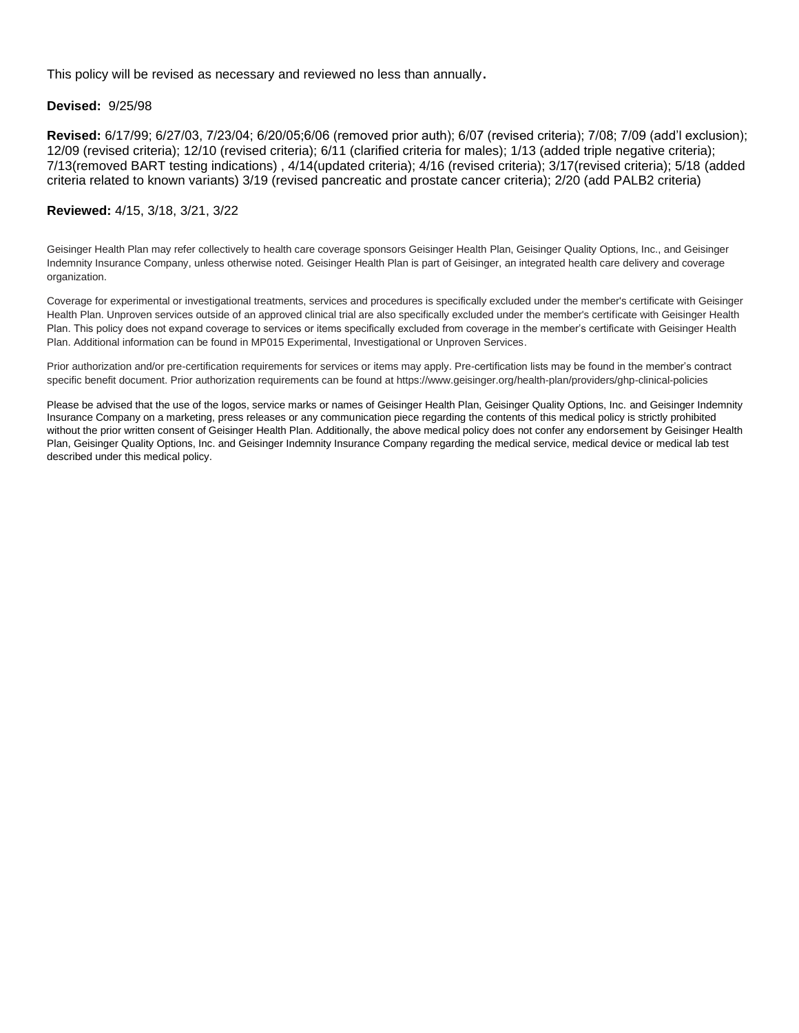This policy will be revised as necessary and reviewed no less than annually.

**Devised:** 9/25/98

**Revised:** 6/17/99; 6/27/03, 7/23/04; 6/20/05;6/06 (removed prior auth); 6/07 (revised criteria); 7/08; 7/09 (add'l exclusion); 12/09 (revised criteria); 12/10 (revised criteria); 6/11 (clarified criteria for males); 1/13 (added triple negative criteria); 7/13(removed BART testing indications) , 4/14(updated criteria); 4/16 (revised criteria); 3/17(revised criteria); 5/18 (added criteria related to known variants) 3/19 (revised pancreatic and prostate cancer criteria); 2/20 (add PALB2 criteria)

**Reviewed:** 4/15, 3/18, 3/21, 3/22

Geisinger Health Plan may refer collectively to health care coverage sponsors Geisinger Health Plan, Geisinger Quality Options, Inc., and Geisinger Indemnity Insurance Company, unless otherwise noted. Geisinger Health Plan is part of Geisinger, an integrated health care delivery and coverage organization.

Coverage for experimental or investigational treatments, services and procedures is specifically excluded under the member's certificate with Geisinger Health Plan. Unproven services outside of an approved clinical trial are also specifically excluded under the member's certificate with Geisinger Health Plan. This policy does not expand coverage to services or items specifically excluded from coverage in the member's certificate with Geisinger Health Plan. Additional information can be found in MP015 Experimental, Investigational or Unproven Services.

Prior authorization and/or pre-certification requirements for services or items may apply. Pre-certification lists may be found in the member's contract specific benefit document. Prior authorization requirements can be found at https://www.geisinger.org/health-plan/providers/ghp-clinical-policies

Please be advised that the use of the logos, service marks or names of Geisinger Health Plan, Geisinger Quality Options, Inc. and Geisinger Indemnity Insurance Company on a marketing, press releases or any communication piece regarding the contents of this medical policy is strictly prohibited without the prior written consent of Geisinger Health Plan. Additionally, the above medical policy does not confer any endorsement by Geisinger Health Plan, Geisinger Quality Options, Inc. and Geisinger Indemnity Insurance Company regarding the medical service, medical device or medical lab test described under this medical policy.